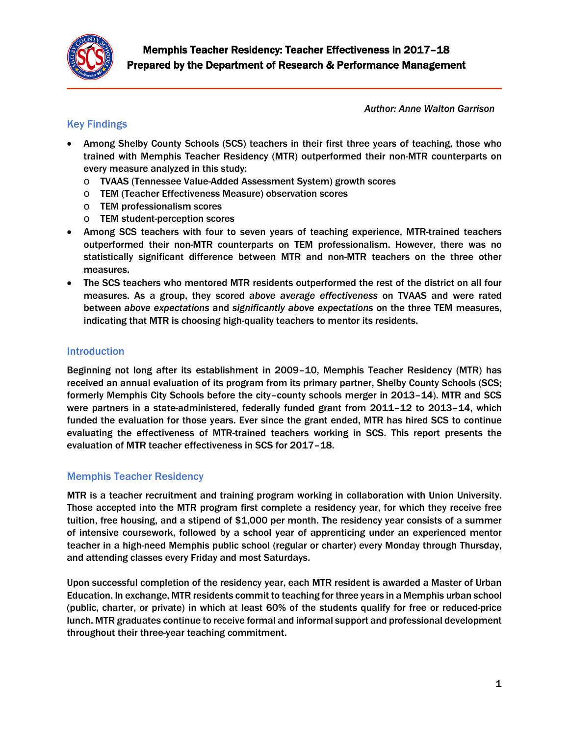# Memphis Teacher Residency: Teacher Effectiveness in 2017–18

## Prepared by the Department of Research & Performance Management

*Author: Anne Walton Garrison*

## Key Findings

- Among Shelby County Schools (SCS) teachers in their first three years of teaching, those who trained with Memphis Teacher Residency (MTR) outperformed their non-MTR counterparts on every measure analyzed in this study:
  - TVAAS (Tennessee Value-Added Assessment System) growth scores
  - TEM (Teacher Effectiveness Measure) observation scores
  - TEM professionalism scores
  - TEM student-perception scores
- Among SCS teachers with four to seven years of teaching experience, MTR-trained teachers outperformed their non-MTR counterparts on TEM professionalism. However, there was no statistically significant difference between MTR and non-MTR teachers on the three other measures.
- The SCS teachers who mentored MTR residents outperformed the rest of the district on all four measures. As a group, they scored *above average effectiveness* on TVAAS and were rated between *above expectations* and *significantly above expectations* on the three TEM measures, indicating that MTR is choosing high-quality teachers to mentor its residents.

## Introduction

Beginning not long after its establishment in 2009–10, Memphis Teacher Residency (MTR) has received an annual evaluation of its program from its primary partner, Shelby County Schools (SCS; formerly Memphis City Schools before the city–county schools merger in 2013–14). MTR and SCS were partners in a state-administered, federally funded grant from 2011–12 to 2013–14, which funded the evaluation for those years. Ever since the grant ended, MTR has hired SCS to continue evaluating the effectiveness of MTR-trained teachers working in SCS. This report presents the evaluation of MTR teacher effectiveness in SCS for 2017–18.

## Memphis Teacher Residency

MTR is a teacher recruitment and training program working in collaboration with Union University. Those accepted into the MTR program first complete a residency year, for which they receive free tuition, free housing, and a stipend of $1,000 per month. The residency year consists of a summer of intensive coursework, followed by a school year of apprenticing under an experienced mentor teacher in a high-need Memphis public school (regular or charter) every Monday through Thursday, and attending classes every Friday and most Saturdays.

Upon successful completion of the residency year, each MTR resident is awarded a Master of Urban Education. In exchange, MTR residents commit to teaching for three years in a Memphis urban school (public, charter, or private) in which at least 60% of the students qualify for free or reduced-price lunch. MTR graduates continue to receive formal and informal support and professional development throughout their three-year teaching commitment.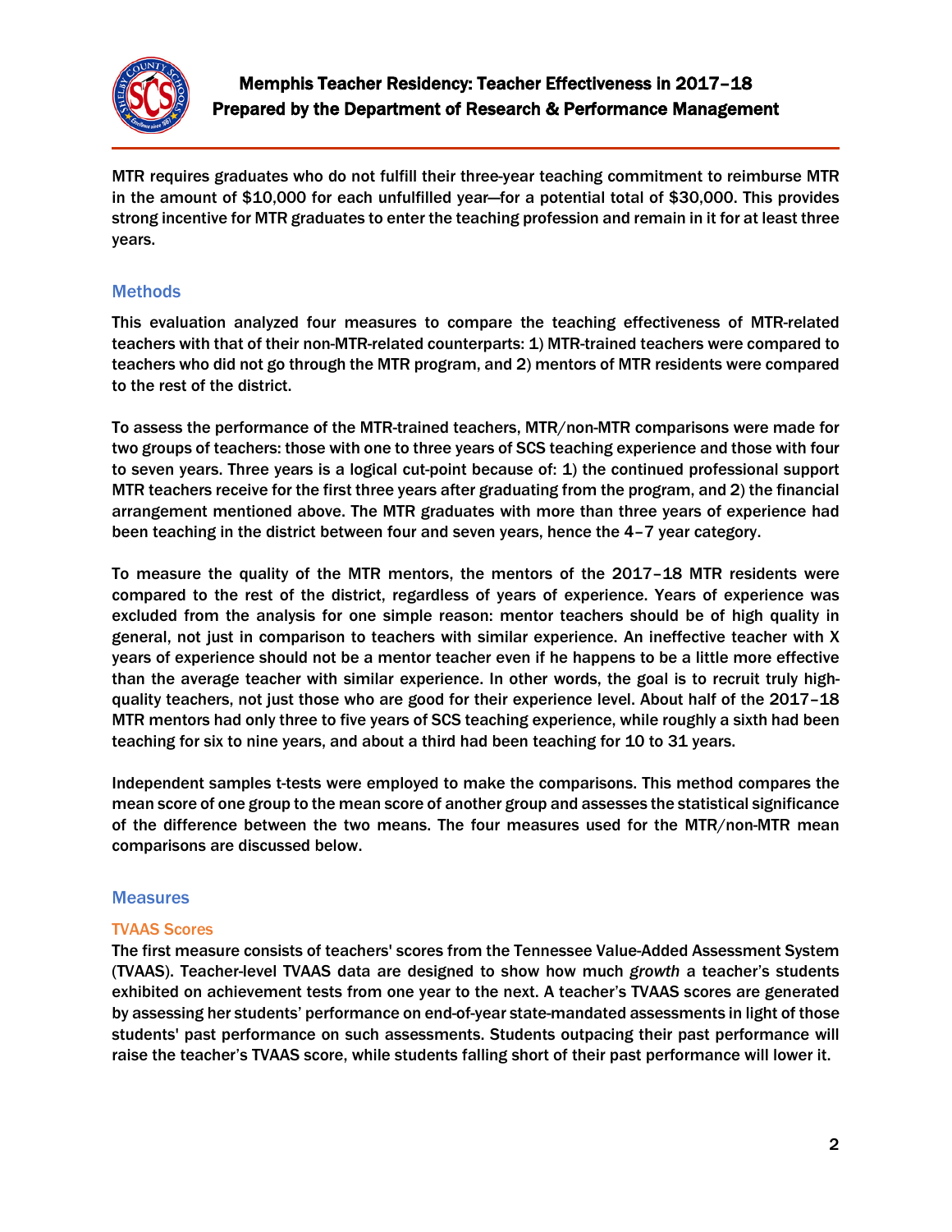MTR requires graduates who do not fulfill their three-year teaching commitment to reimburse MTR in the amount of $10,000 for each unfulfilled year—for a potential total of $30,000. This provides strong incentive for MTR graduates to enter the teaching profession and remain in it for at least three years.

## Methods

This evaluation analyzed four measures to compare the teaching effectiveness of MTR-related teachers with that of their non-MTR-related counterparts: 1) MTR-trained teachers were compared to teachers who did not go through the MTR program, and 2) mentors of MTR residents were compared to the rest of the district.

To assess the performance of the MTR-trained teachers, MTR/non-MTR comparisons were made for two groups of teachers: those with one to three years of SCS teaching experience and those with four to seven years. Three years is a logical cut-point because of: 1) the continued professional support MTR teachers receive for the first three years after graduating from the program, and 2) the financial arrangement mentioned above. The MTR graduates with more than three years of experience had been teaching in the district between four and seven years, hence the 4–7 year category.

To measure the quality of the MTR mentors, the mentors of the 2017–18 MTR residents were compared to the rest of the district, regardless of years of experience. Years of experience was excluded from the analysis for one simple reason: mentor teachers should be of high quality in general, not just in comparison to teachers with similar experience. An ineffective teacher with X years of experience should not be a mentor teacher even if he happens to be a little more effective than the average teacher with similar experience. In other words, the goal is to recruit truly high-quality teachers, not just those who are good for their experience level. About half of the 2017–18 MTR mentors had only three to five years of SCS teaching experience, while roughly a sixth had been teaching for six to nine years, and about a third had been teaching for 10 to 31 years.

Independent samples t-tests were employed to make the comparisons. This method compares the mean score of one group to the mean score of another group and assesses the statistical significance of the difference between the two means. The four measures used for the MTR/non-MTR mean comparisons are discussed below.

## Measures

### TVAAS Scores

The first measure consists of teachers' scores from the Tennessee Value-Added Assessment System (TVAAS). Teacher-level TVAAS data are designed to show how much *growth* a teacher's students exhibited on achievement tests from one year to the next. A teacher's TVAAS scores are generated by assessing her students' performance on end-of-year state-mandated assessments in light of those students' past performance on such assessments. Students outpacing their past performance will raise the teacher's TVAAS score, while students falling short of their past performance will lower it.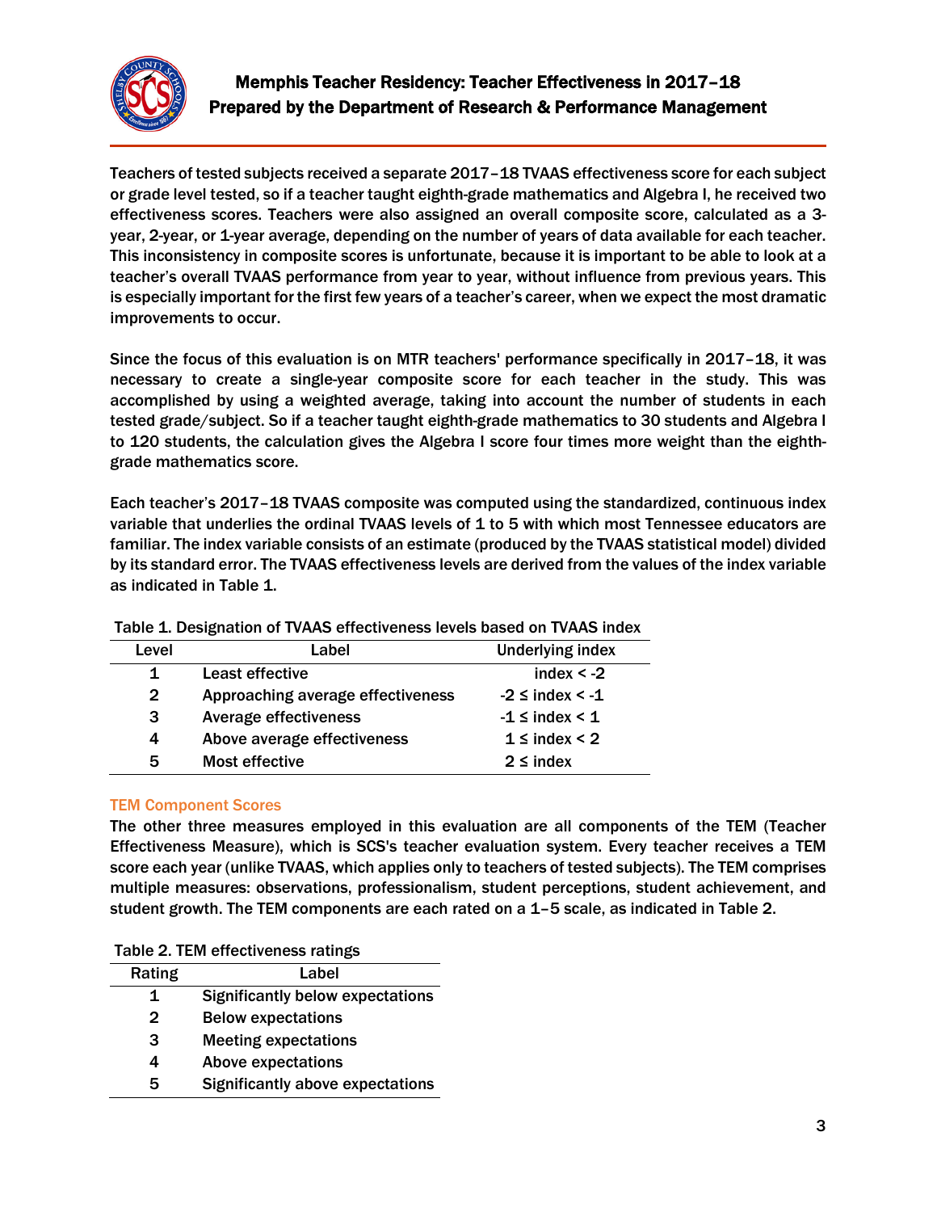Teachers of tested subjects received a separate 2017–18 TVAAS effectiveness score for each subject or grade level tested, so if a teacher taught eighth-grade mathematics and Algebra I, he received two effectiveness scores. Teachers were also assigned an overall composite score, calculated as a 3-year, 2-year, or 1-year average, depending on the number of years of data available for each teacher. This inconsistency in composite scores is unfortunate, because it is important to be able to look at a teacher's overall TVAAS performance from year to year, without influence from previous years. This is especially important for the first few years of a teacher's career, when we expect the most dramatic improvements to occur.

Since the focus of this evaluation is on MTR teachers' performance specifically in 2017–18, it was necessary to create a single-year composite score for each teacher in the study. This was accomplished by using a weighted average, taking into account the number of students in each tested grade/subject. So if a teacher taught eighth-grade mathematics to 30 students and Algebra I to 120 students, the calculation gives the Algebra I score four times more weight than the eighth-grade mathematics score.

Each teacher's 2017–18 TVAAS composite was computed using the standardized, continuous index variable that underlies the ordinal TVAAS levels of 1 to 5 with which most Tennessee educators are familiar. The index variable consists of an estimate (produced by the TVAAS statistical model) divided by its standard error. The TVAAS effectiveness levels are derived from the values of the index variable as indicated in Table 1.

Table 1. Designation of TVAAS effectiveness levels based on TVAAS index

| Level | Label | Underlying index |
|---|---|---|
| 1 | Least effective | index < -2 |
| 2 | Approaching average effectiveness | -2 ≤ index < -1 |
| 3 | Average effectiveness | -1 ≤ index < 1 |
| 4 | Above average effectiveness | 1 ≤ index < 2 |
| 5 | Most effective | 2 ≤ index |

### TEM Component Scores

The other three measures employed in this evaluation are all components of the TEM (Teacher Effectiveness Measure), which is SCS's teacher evaluation system. Every teacher receives a TEM score each year (unlike TVAAS, which applies only to teachers of tested subjects). The TEM comprises multiple measures: observations, professionalism, student perceptions, student achievement, and student growth. The TEM components are each rated on a 1–5 scale, as indicated in Table 2.

Table 2. TEM effectiveness ratings

| Rating | Label |
|---|---|
| 1 | Significantly below expectations |
| 2 | Below expectations |
| 3 | Meeting expectations |
| 4 | Above expectations |
| 5 | Significantly above expectations |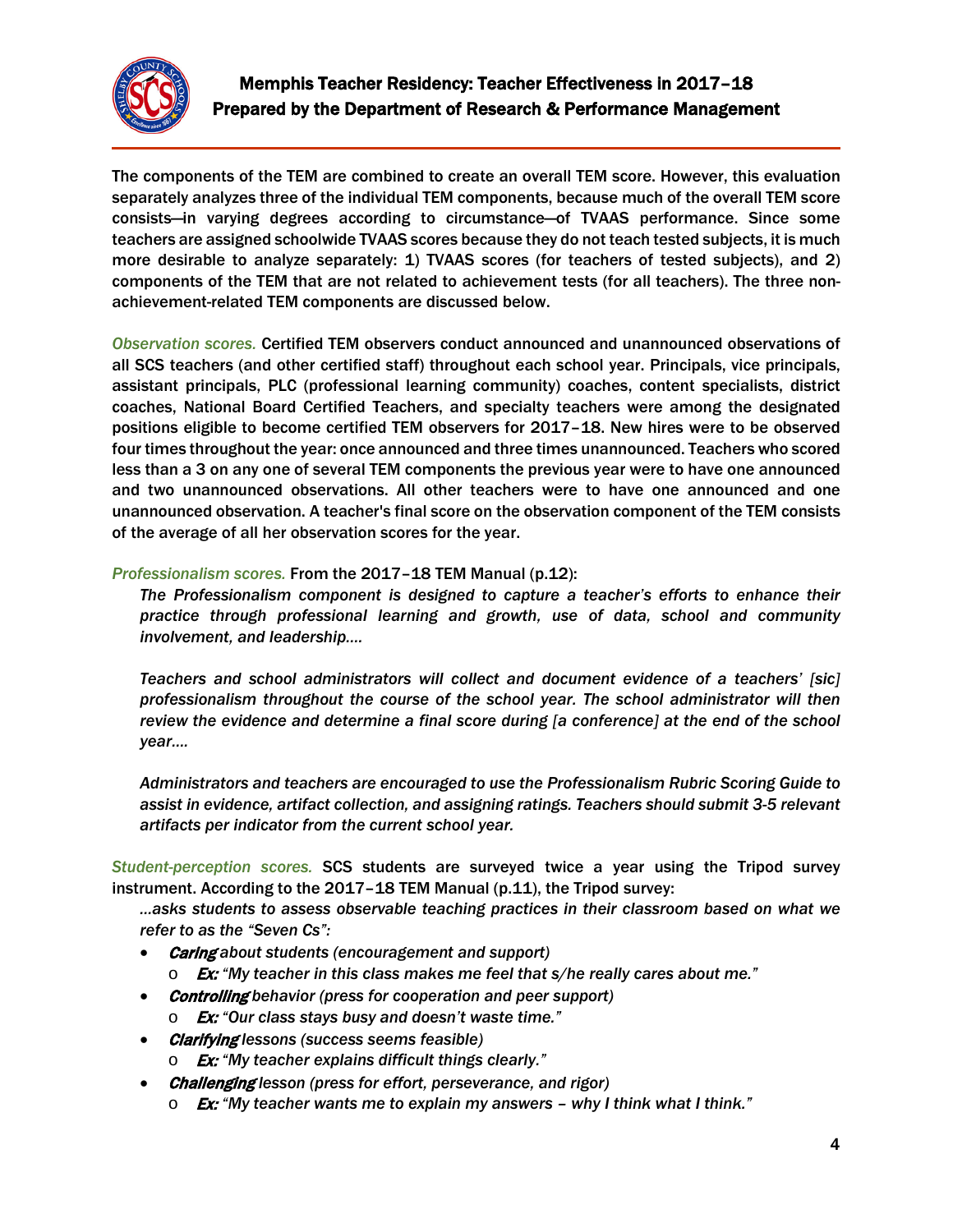The components of the TEM are combined to create an overall TEM score. However, this evaluation separately analyzes three of the individual TEM components, because much of the overall TEM score consists—in varying degrees according to circumstance—of TVAAS performance. Since some teachers are assigned schoolwide TVAAS scores because they do not teach tested subjects, it is much more desirable to analyze separately: 1) TVAAS scores (for teachers of tested subjects), and 2) components of the TEM that are not related to achievement tests (for all teachers). The three non-achievement-related TEM components are discussed below.

*Observation scores.* Certified TEM observers conduct announced and unannounced observations of all SCS teachers (and other certified staff) throughout each school year. Principals, vice principals, assistant principals, PLC (professional learning community) coaches, content specialists, district coaches, National Board Certified Teachers, and specialty teachers were among the designated positions eligible to become certified TEM observers for 2017–18. New hires were to be observed four times throughout the year: once announced and three times unannounced. Teachers who scored less than a 3 on any one of several TEM components the previous year were to have one announced and two unannounced observations. All other teachers were to have one announced and one unannounced observation. A teacher's final score on the observation component of the TEM consists of the average of all her observation scores for the year.

*Professionalism scores.* From the 2017–18 TEM Manual (p.12):

> *The Professionalism component is designed to capture a teacher's efforts to enhance their practice through professional learning and growth, use of data, school and community involvement, and leadership....*
>
> *Teachers and school administrators will collect and document evidence of a teachers' [sic] professionalism throughout the course of the school year. The school administrator will then review the evidence and determine a final score during [a conference] at the end of the school year....*
>
> *Administrators and teachers are encouraged to use the Professionalism Rubric Scoring Guide to assist in evidence, artifact collection, and assigning ratings. Teachers should submit 3-5 relevant artifacts per indicator from the current school year.*

*Student-perception scores.* SCS students are surveyed twice a year using the Tripod survey instrument. According to the 2017–18 TEM Manual (p.11), the Tripod survey:

> *...asks students to assess observable teaching practices in their classroom based on what we refer to as the "Seven Cs":*
>
> - ***Caring*** *about students (encouragement and support)*
>   - ***Ex:*** *"My teacher in this class makes me feel that s/he really cares about me."*
> - ***Controlling*** *behavior (press for cooperation and peer support)*
>   - ***Ex:*** *"Our class stays busy and doesn't waste time."*
> - ***Clarifying*** *lessons (success seems feasible)*
>   - ***Ex:*** *"My teacher explains difficult things clearly."*
> - ***Challenging*** *lesson (press for effort, perseverance, and rigor)*
>   - ***Ex:*** *"My teacher wants me to explain my answers – why I think what I think."*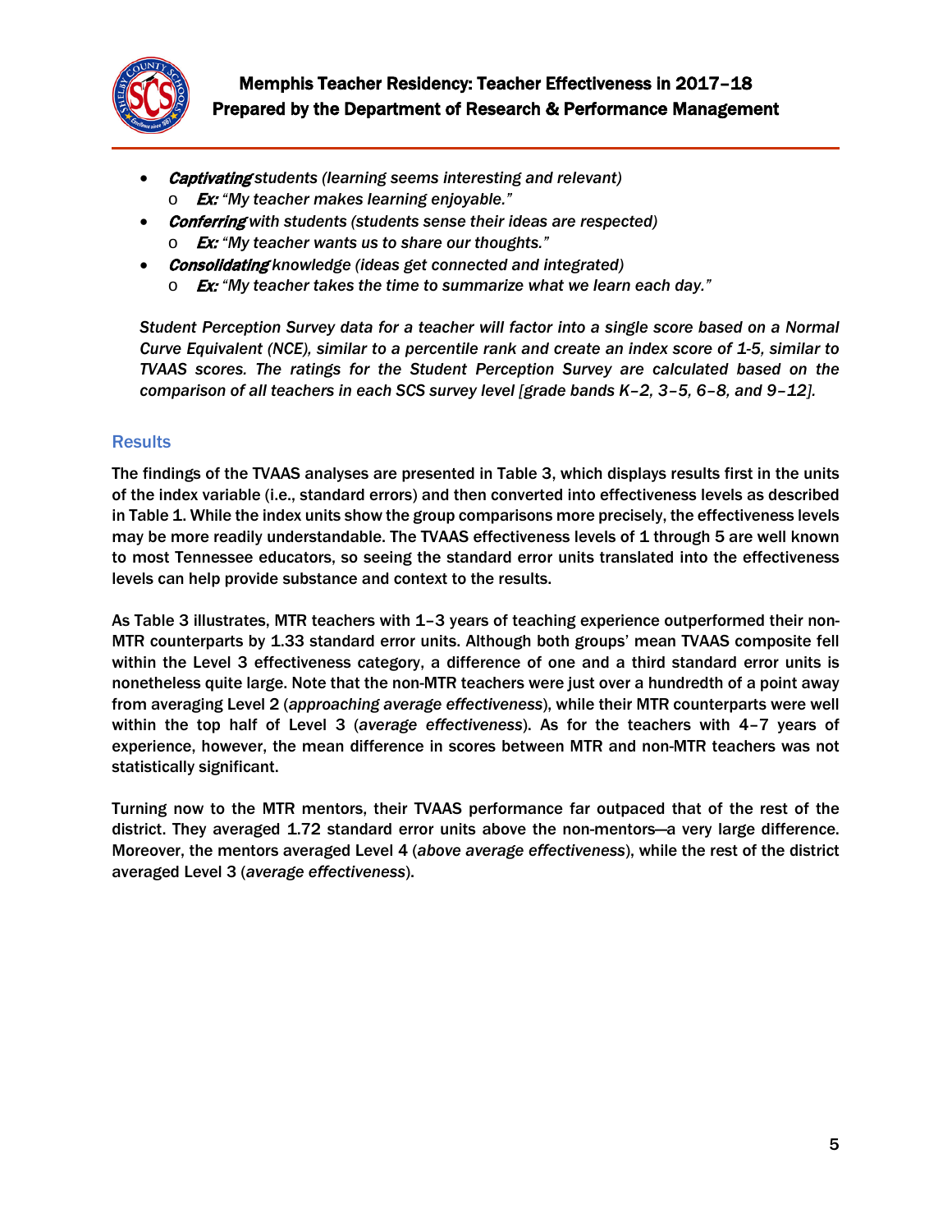- ***Captivating*** *students (learning seems interesting and relevant)*
  - ***Ex:*** *"My teacher makes learning enjoyable."*
- ***Conferring*** *with students (students sense their ideas are respected)*
  - ***Ex:*** *"My teacher wants us to share our thoughts."*
- ***Consolidating*** *knowledge (ideas get connected and integrated)*
  - ***Ex:*** *"My teacher takes the time to summarize what we learn each day."*

*Student Perception Survey data for a teacher will factor into a single score based on a Normal Curve Equivalent (NCE), similar to a percentile rank and create an index score of 1-5, similar to TVAAS scores. The ratings for the Student Perception Survey are calculated based on the comparison of all teachers in each SCS survey level [grade bands K–2, 3–5, 6–8, and 9–12].*

## Results

The findings of the TVAAS analyses are presented in Table 3, which displays results first in the units of the index variable (i.e., standard errors) and then converted into effectiveness levels as described in Table 1. While the index units show the group comparisons more precisely, the effectiveness levels may be more readily understandable. The TVAAS effectiveness levels of 1 through 5 are well known to most Tennessee educators, so seeing the standard error units translated into the effectiveness levels can help provide substance and context to the results.

As Table 3 illustrates, MTR teachers with 1–3 years of teaching experience outperformed their non-MTR counterparts by 1.33 standard error units. Although both groups' mean TVAAS composite fell within the Level 3 effectiveness category, a difference of one and a third standard error units is nonetheless quite large. Note that the non-MTR teachers were just over a hundredth of a point away from averaging Level 2 (*approaching average effectiveness*), while their MTR counterparts were well within the top half of Level 3 (*average effectiveness*). As for the teachers with 4–7 years of experience, however, the mean difference in scores between MTR and non-MTR teachers was not statistically significant.

Turning now to the MTR mentors, their TVAAS performance far outpaced that of the rest of the district. They averaged 1.72 standard error units above the non-mentors—a very large difference. Moreover, the mentors averaged Level 4 (*above average effectiveness*), while the rest of the district averaged Level 3 (*average effectiveness*).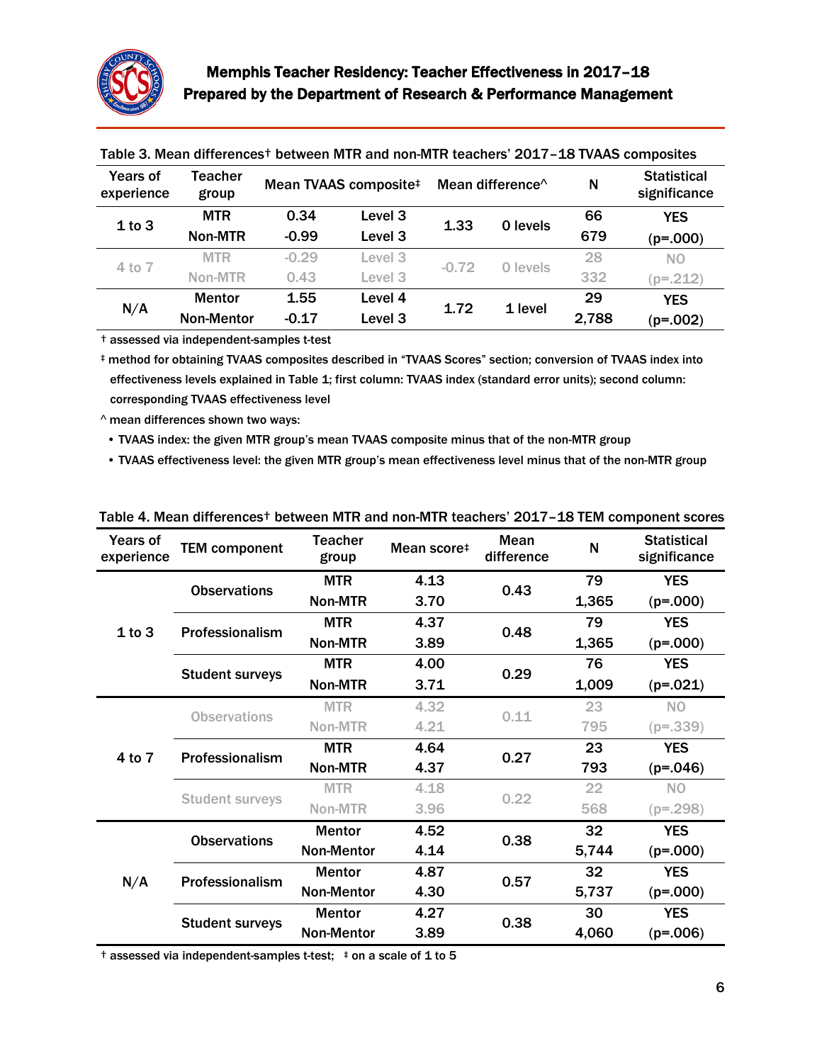Table 3. Mean differences† between MTR and non-MTR teachers' 2017–18 TVAAS composites

| Years of experience | Teacher group | Mean TVAAS composite‡ | | Mean difference^ | | N | Statistical significance |
|---|---|---|---|---|---|---|---|
| 1 to 3 | MTR | 0.34 | Level 3 | 1.33 | 0 levels | 66 | YES |
| | Non-MTR | -0.99 | Level 3 | | | 679 | (p=.000) |
| 4 to 7 | MTR | -0.29 | Level 3 | -0.72 | 0 levels | 28 | NO |
| | Non-MTR | 0.43 | Level 3 | | | 332 | (p=.212) |
| N/A | Mentor | 1.55 | Level 4 | 1.72 | 1 level | 29 | YES |
| | Non-Mentor | -0.17 | Level 3 | | | 2,788 | (p=.002) |

† assessed via independent-samples t-test

‡ method for obtaining TVAAS composites described in "TVAAS Scores" section; conversion of TVAAS index into effectiveness levels explained in Table 1; first column: TVAAS index (standard error units); second column: corresponding TVAAS effectiveness level

^ mean differences shown two ways:

- TVAAS index: the given MTR group's mean TVAAS composite minus that of the non-MTR group
- TVAAS effectiveness level: the given MTR group's mean effectiveness level minus that of the non-MTR group

Table 4. Mean differences† between MTR and non-MTR teachers' 2017–18 TEM component scores

| Years of experience | TEM component | Teacher group | Mean score‡ | Mean difference | N | Statistical significance |
|---|---|---|---|---|---|---|
| 1 to 3 | Observations | MTR | 4.13 | 0.43 | 79 | YES |
| | | Non-MTR | 3.70 | | 1,365 | (p=.000) |
| | Professionalism | MTR | 4.37 | 0.48 | 79 | YES |
| | | Non-MTR | 3.89 | | 1,365 | (p=.000) |
| | Student surveys | MTR | 4.00 | 0.29 | 76 | YES |
| | | Non-MTR | 3.71 | | 1,009 | (p=.021) |
| 4 to 7 | Observations | MTR | 4.32 | 0.11 | 23 | NO |
| | | Non-MTR | 4.21 | | 795 | (p=.339) |
| | Professionalism | MTR | 4.64 | 0.27 | 23 | YES |
| | | Non-MTR | 4.37 | | 793 | (p=.046) |
| | Student surveys | MTR | 4.18 | 0.22 | 22 | NO |
| | | Non-MTR | 3.96 | | 568 | (p=.298) |
| N/A | Observations | Mentor | 4.52 | 0.38 | 32 | YES |
| | | Non-Mentor | 4.14 | | 5,744 | (p=.000) |
| | Professionalism | Mentor | 4.87 | 0.57 | 32 | YES |
| | | Non-Mentor | 4.30 | | 5,737 | (p=.000) |
| | Student surveys | Mentor | 4.27 | 0.38 | 30 | YES |
| | | Non-Mentor | 3.89 | | 4,060 | (p=.006) |

† assessed via independent-samples t-test; ‡ on a scale of 1 to 5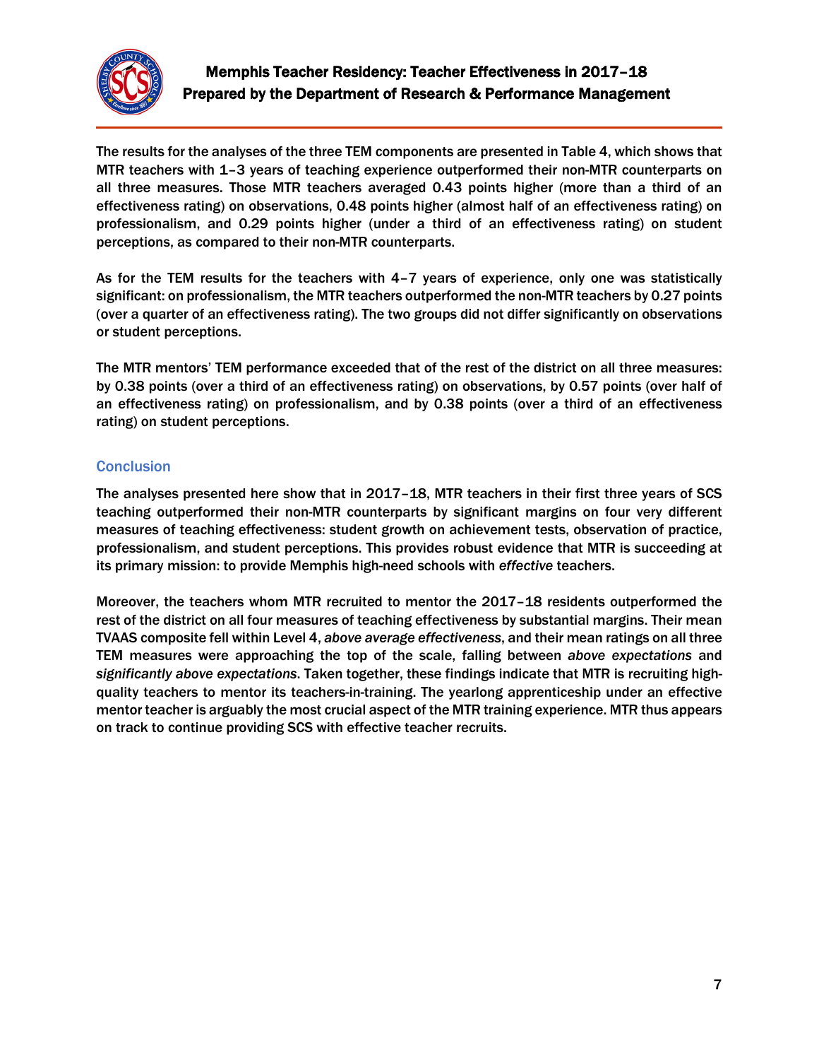The results for the analyses of the three TEM components are presented in Table 4, which shows that MTR teachers with 1–3 years of teaching experience outperformed their non-MTR counterparts on all three measures. Those MTR teachers averaged 0.43 points higher (more than a third of an effectiveness rating) on observations, 0.48 points higher (almost half of an effectiveness rating) on professionalism, and 0.29 points higher (under a third of an effectiveness rating) on student perceptions, as compared to their non-MTR counterparts.

As for the TEM results for the teachers with 4–7 years of experience, only one was statistically significant: on professionalism, the MTR teachers outperformed the non-MTR teachers by 0.27 points (over a quarter of an effectiveness rating). The two groups did not differ significantly on observations or student perceptions.

The MTR mentors' TEM performance exceeded that of the rest of the district on all three measures: by 0.38 points (over a third of an effectiveness rating) on observations, by 0.57 points (over half of an effectiveness rating) on professionalism, and by 0.38 points (over a third of an effectiveness rating) on student perceptions.

## Conclusion

The analyses presented here show that in 2017–18, MTR teachers in their first three years of SCS teaching outperformed their non-MTR counterparts by significant margins on four very different measures of teaching effectiveness: student growth on achievement tests, observation of practice, professionalism, and student perceptions. This provides robust evidence that MTR is succeeding at its primary mission: to provide Memphis high-need schools with *effective* teachers.

Moreover, the teachers whom MTR recruited to mentor the 2017–18 residents outperformed the rest of the district on all four measures of teaching effectiveness by substantial margins. Their mean TVAAS composite fell within Level 4, *above average effectiveness*, and their mean ratings on all three TEM measures were approaching the top of the scale, falling between *above expectations* and *significantly above expectations*. Taken together, these findings indicate that MTR is recruiting high-quality teachers to mentor its teachers-in-training. The yearlong apprenticeship under an effective mentor teacher is arguably the most crucial aspect of the MTR training experience. MTR thus appears on track to continue providing SCS with effective teacher recruits.